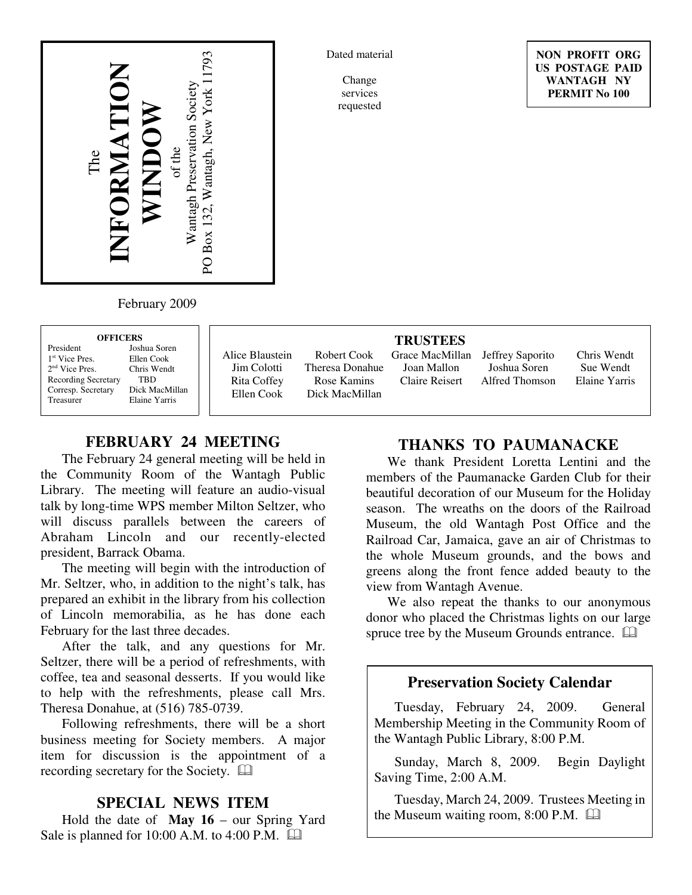# The INFORMATION WINDOW

of the Wantagh Preservation Society
PO Box 132, Wantagh, New York 11793

Dated material

Change services requested

**NON PROFIT ORG**
**US POSTAGE PAID**
**WANTAGH NY**
**PERMIT No 100**

February 2009

**OFFICERS**

| | |
|---|---|
| President | Joshua Soren |
| 1st Vice Pres. | Ellen Cook |
| 2nd Vice Pres. | Chris Wendt |
| Recording Secretary | TBD |
| Corresp. Secretary | Dick MacMillan |
| Treasurer | Elaine Yarris |

**TRUSTEES**

| | | | | |
|---|---|---|---|---|
| Alice Blaustein | Robert Cook | Grace MacMillan | Jeffrey Saporito | Chris Wendt |
| Jim Colotti | Theresa Donahue | Joan Mallon | Joshua Soren | Sue Wendt |
| Rita Coffey | Rose Kamins | Claire Reisert | Alfred Thomson | Elaine Yarris |
| Ellen Cook | Dick MacMillan | | | |

## FEBRUARY 24 MEETING

The February 24 general meeting will be held in the Community Room of the Wantagh Public Library. The meeting will feature an audio-visual talk by long-time WPS member Milton Seltzer, who will discuss parallels between the careers of Abraham Lincoln and our recently-elected president, Barrack Obama.

The meeting will begin with the introduction of Mr. Seltzer, who, in addition to the night's talk, has prepared an exhibit in the library from his collection of Lincoln memorabilia, as he has done each February for the last three decades.

After the talk, and any questions for Mr. Seltzer, there will be a period of refreshments, with coffee, tea and seasonal desserts. If you would like to help with the refreshments, please call Mrs. Theresa Donahue, at (516) 785-0739.

Following refreshments, there will be a short business meeting for Society members. A major item for discussion is the appointment of a recording secretary for the Society. 🕮

## SPECIAL NEWS ITEM

Hold the date of **May 16** – our Spring Yard Sale is planned for 10:00 A.M. to 4:00 P.M. 🕮

## THANKS TO PAUMANACKE

We thank President Loretta Lentini and the members of the Paumanacke Garden Club for their beautiful decoration of our Museum for the Holiday season. The wreaths on the doors of the Railroad Museum, the old Wantagh Post Office and the Railroad Car, Jamaica, gave an air of Christmas to the whole Museum grounds, and the bows and greens along the front fence added beauty to the view from Wantagh Avenue.

We also repeat the thanks to our anonymous donor who placed the Christmas lights on our large spruce tree by the Museum Grounds entrance. 🕮

## Preservation Society Calendar

Tuesday, February 24, 2009. General Membership Meeting in the Community Room of the Wantagh Public Library, 8:00 P.M.

Sunday, March 8, 2009. Begin Daylight Saving Time, 2:00 A.M.

Tuesday, March 24, 2009. Trustees Meeting in the Museum waiting room, 8:00 P.M. 🕮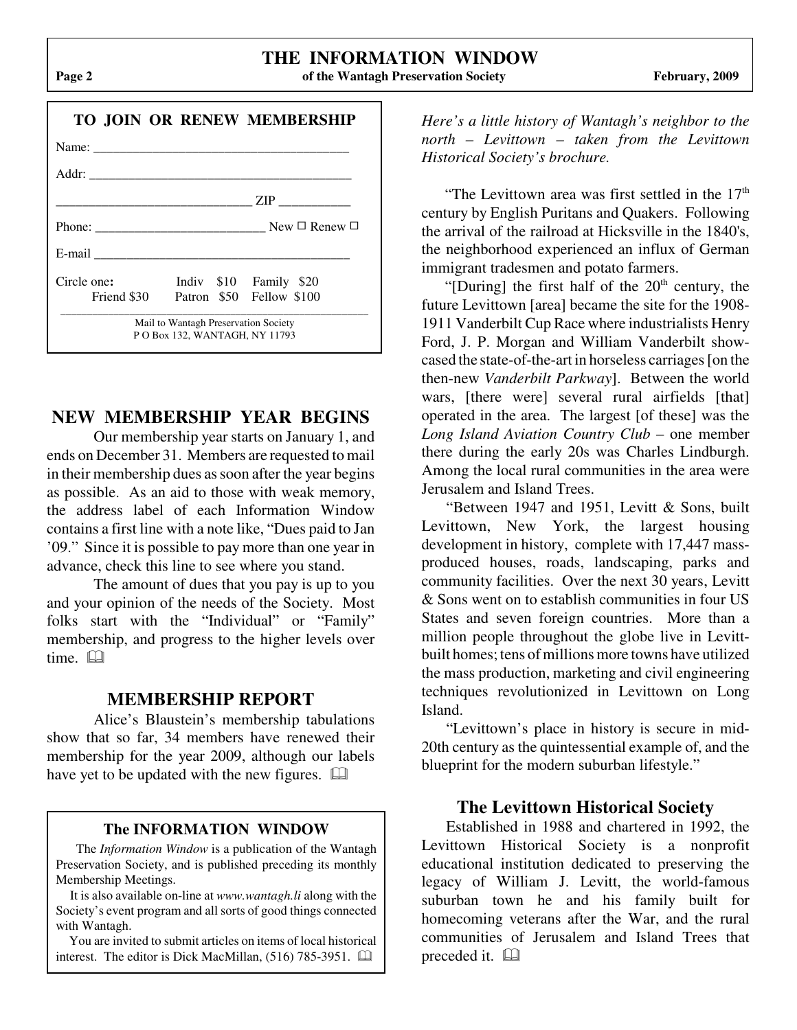### TO JOIN OR RENEW MEMBERSHIP

Name: ______________________________________

Addr: ______________________________________

____________________________ ZIP __________

Phone: _________________________ New ☐ Renew ☐

E-mail ______________________________________

Circle one: Indiv $10 Family $20
Friend $30 Patron $50 Fellow $100

Mail to Wantagh Preservation Society
P O Box 132, WANTAGH, NY 11793

## NEW MEMBERSHIP YEAR BEGINS

Our membership year starts on January 1, and ends on December 31. Members are requested to mail in their membership dues as soon after the year begins as possible. As an aid to those with weak memory, the address label of each Information Window contains a first line with a note like, "Dues paid to Jan '09." Since it is possible to pay more than one year in advance, check this line to see where you stand.

The amount of dues that you pay is up to you and your opinion of the needs of the Society. Most folks start with the "Individual" or "Family" membership, and progress to the higher levels over time. 🕮

## MEMBERSHIP REPORT

Alice's Blaustein's membership tabulations show that so far, 34 members have renewed their membership for the year 2009, although our labels have yet to be updated with the new figures. 🕮

### The INFORMATION WINDOW

The *Information Window* is a publication of the Wantagh Preservation Society, and is published preceding its monthly Membership Meetings.

It is also available on-line at *www.wantagh.li* along with the Society's event program and all sorts of good things connected with Wantagh.

You are invited to submit articles on items of local historical interest. The editor is Dick MacMillan, (516) 785-3951. 🕮

*Here's a little history of Wantagh's neighbor to the north – Levittown – taken from the Levittown Historical Society's brochure.*

"The Levittown area was first settled in the 17th century by English Puritans and Quakers. Following the arrival of the railroad at Hicksville in the 1840's, the neighborhood experienced an influx of German immigrant tradesmen and potato farmers.

"[During] the first half of the 20th century, the future Levittown [area] became the site for the 1908-1911 Vanderbilt Cup Race where industrialists Henry Ford, J. P. Morgan and William Vanderbilt showcased the state-of-the-art in horseless carriages [on the then-new *Vanderbilt Parkway*]. Between the world wars, [there were] several rural airfields [that] operated in the area. The largest [of these] was the *Long Island Aviation Country Club* – one member there during the early 20s was Charles Lindburgh. Among the local rural communities in the area were Jerusalem and Island Trees.

"Between 1947 and 1951, Levitt & Sons, built Levittown, New York, the largest housing development in history, complete with 17,447 mass-produced houses, roads, landscaping, parks and community facilities. Over the next 30 years, Levitt & Sons went on to establish communities in four US States and seven foreign countries. More than a million people throughout the globe live in Levitt-built homes; tens of millions more towns have utilized the mass production, marketing and civil engineering techniques revolutionized in Levittown on Long Island.

"Levittown's place in history is secure in mid-20th century as the quintessential example of, and the blueprint for the modern suburban lifestyle."

## The Levittown Historical Society

Established in 1988 and chartered in 1992, the Levittown Historical Society is a nonprofit educational institution dedicated to preserving the legacy of William J. Levitt, the world-famous suburban town he and his family built for homecoming veterans after the War, and the rural communities of Jerusalem and Island Trees that preceded it. 🕮